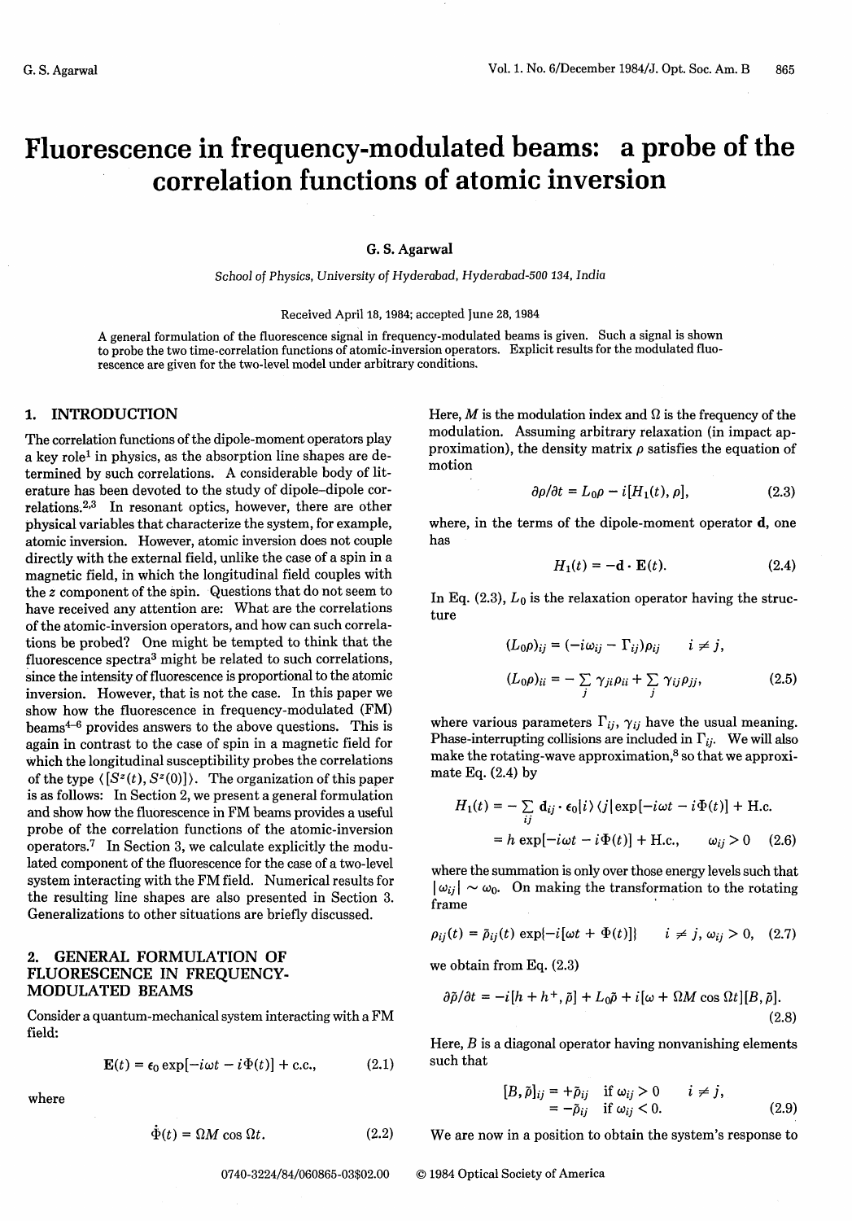# Fluorescence in frequency-modulated beams: a probe of the correlation functions of atomic inversion

G. S. Agarwal

*School of Physics, University of Hyderabad, Hyderabad-500 134, India*

Received April 18, 1984; accepted June 28, 1984

A general formulation of the fluorescence signal in frequency-modulated beams is given. Such a signal is shown to probe the two time-correlation functions of atomic-inversion operators. Explicit results for the modulated fluorescence are given for the two-level model under arbitrary conditions.

## 1. INTRODUCTION

The correlation functions of the dipole-moment operators play a key role[1] in physics, as the absorption line shapes are determined by such correlations. A considerable body of literature has been devoted to the study of dipole–dipole correlations.[2,3] In resonant optics, however, there are other physical variables that characterize the system, for example, atomic inversion. However, atomic inversion does not couple directly with the external field, unlike the case of a spin in a magnetic field, in which the longitudinal field couples with the $z$ component of the spin. Questions that do not seem to have received any attention are: What are the correlations of the atomic-inversion operators, and how can such correlations be probed? One might be tempted to think that the fluorescence spectra[3] might be related to such correlations, since the intensity of fluorescence is proportional to the atomic inversion. However, that is not the case. In this paper we show how the fluorescence in frequency-modulated (FM) beams[4–6] provides answers to the above questions. This is again in contrast to the case of spin in a magnetic field for which the longitudinal susceptibility probes the correlations of the type $\langle [S^z(t), S^z(0)] \rangle$. The organization of this paper is as follows: In Section 2, we present a general formulation and show how the fluorescence in FM beams provides a useful probe of the correlation functions of the atomic-inversion operators.[7] In Section 3, we calculate explicitly the modulated component of the fluorescence for the case of a two-level system interacting with the FM field. Numerical results for the resulting line shapes are also presented in Section 3. Generalizations to other situations are briefly discussed.

## 2. GENERAL FORMULATION OF FLUORESCENCE IN FREQUENCY-MODULATED BEAMS

Consider a quantum-mechanical system interacting with a FM field:

$$\mathbf{E}(t) = \epsilon_0 \exp[-i\omega t - i\Phi(t)] + \text{c.c.}, \tag{2.1}$$

where

$$\dot{\Phi}(t) = \Omega M \cos \Omega t. \tag{2.2}$$

Here, $M$ is the modulation index and $\Omega$ is the frequency of the modulation. Assuming arbitrary relaxation (in impact approximation), the density matrix $\rho$ satisfies the equation of motion

$$\partial \rho / \partial t = L_0 \rho - i[H_1(t), \rho], \tag{2.3}$$

where, in the terms of the dipole-moment operator $\mathbf{d}$, one has

$$H_1(t) = -\mathbf{d} \cdot \mathbf{E}(t). \tag{2.4}$$

In Eq. (2.3), $L_0$ is the relaxation operator having the structure

$$(L_0 \rho)_{ij} = (-i\omega_{ij} - \Gamma_{ij})\rho_{ij} \qquad i \neq j,$$
$$(L_0 \rho)_{ii} = -\sum_j \gamma_{ji} \rho_{ii} + \sum_j \gamma_{ij} \rho_{jj}, \tag{2.5}$$

where various parameters $\Gamma_{ij}$, $\gamma_{ij}$ have the usual meaning. Phase-interrupting collisions are included in $\Gamma_{ij}$. We will also make the rotating-wave approximation,[8] so that we approximate Eq. (2.4) by

$$\begin{aligned} H_1(t) &= -\sum_{ij} \mathbf{d}_{ij} \cdot \epsilon_0 |i\rangle \langle j| \exp[-i\omega t - i\Phi(t)] + \text{H.c.} \\ &= h \exp[-i\omega t - i\Phi(t)] + \text{H.c.}, \qquad \omega_{ij} > 0 \end{aligned} \tag{2.6}$$

where the summation is only over those energy levels such that $|\omega_{ij}| \sim \omega_0$. On making the transformation to the rotating frame

$$\rho_{ij}(t) = \tilde{\rho}_{ij}(t) \exp\{-i[\omega t + \Phi(t)]\} \qquad i \neq j, \ \omega_{ij} > 0, \tag{2.7}$$

we obtain from Eq. (2.3)

$$\partial \tilde{\rho} / \partial t = -i[h + h^+, \tilde{\rho}] + L_0 \tilde{\rho} + i[\omega + \Omega M \cos \Omega t][B, \tilde{\rho}]. \tag{2.8}$$

Here, $B$ is a diagonal operator having nonvanishing elements such that

$$\begin{aligned} [B, \tilde{\rho}]_{ij} &= +\tilde{\rho}_{ij} \quad \text{if } \omega_{ij} > 0 \qquad i \neq j, \\ &= -\tilde{\rho}_{ij} \quad \text{if } \omega_{ij} < 0. \end{aligned} \tag{2.9}$$

We are now in a position to obtain the system's response to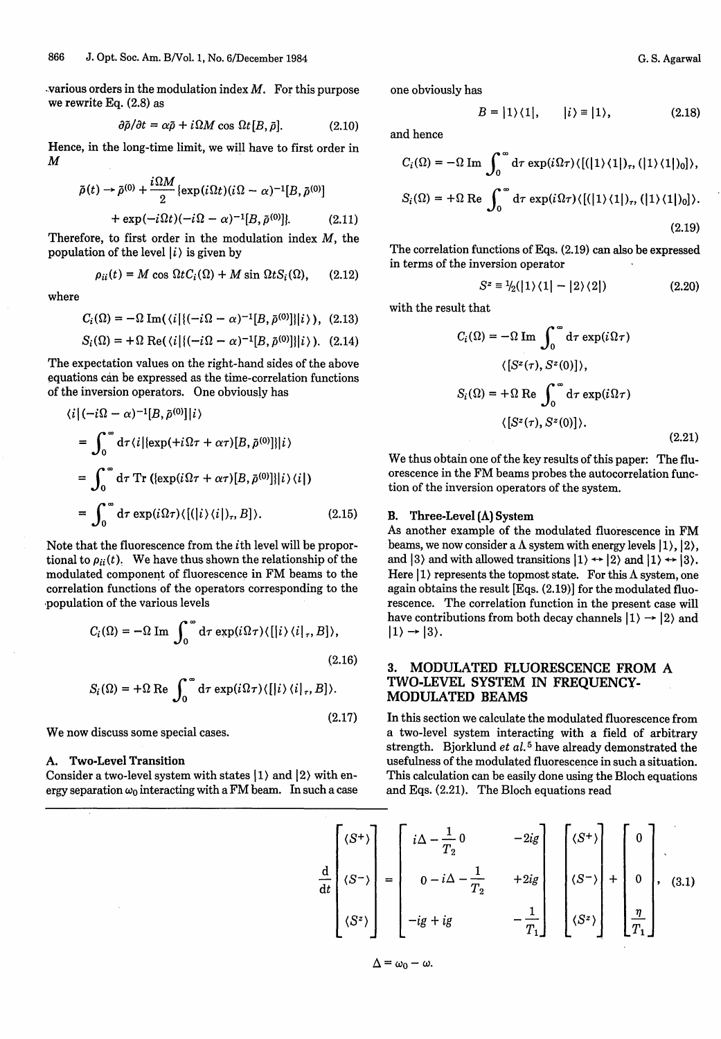various orders in the modulation index $M$. For this purpose we rewrite Eq. (2.8) as

$$\partial\tilde{\rho}/\partial t = \alpha\tilde{\rho} + i\Omega M \cos \Omega t[B, \tilde{\rho}]. \tag{2.10}$$

Hence, in the long-time limit, we will have to first order in $M$

$$\tilde{\rho}(t) \to \tilde{\rho}^{(0)} + \frac{i\Omega M}{2}\{\exp(i\Omega t)(i\Omega - \alpha)^{-1}[B, \tilde{\rho}^{(0)}] + \exp(-i\Omega t)(-i\Omega - \alpha)^{-1}[B, \tilde{\rho}^{(0)}]\}. \tag{2.11}$$

Therefore, to first order in the modulation index $M$, the population of the level $|i\rangle$ is given by

$$\rho_{ii}(t) = M \cos \Omega t C_i(\Omega) + M \sin \Omega t S_i(\Omega), \tag{2.12}$$

where

$$C_i(\Omega) = -\Omega \,\mathrm{Im}(\langle i|\{(-i\Omega - \alpha)^{-1}[B, \tilde{\rho}^{(0)}]\}|i\rangle), \tag{2.13}$$

$$S_i(\Omega) = +\Omega \,\mathrm{Re}(\langle i|\{(-i\Omega - \alpha)^{-1}[B, \tilde{\rho}^{(0)}]\}|i\rangle). \tag{2.14}$$

The expectation values on the right-hand sides of the above equations can be expressed as the time-correlation functions of the inversion operators. One obviously has

$$\begin{aligned}
\langle i|(-i\Omega - \alpha)^{-1}[B, \tilde{\rho}^{(0)}]|i\rangle &= \int_0^\infty d\tau \langle i|\{\exp(+i\Omega\tau + \alpha\tau)[B, \tilde{\rho}^{(0)}]\}|i\rangle \\
&= \int_0^\infty d\tau \,\mathrm{Tr}\,(\{\exp(i\Omega\tau + \alpha\tau)[B, \tilde{\rho}^{(0)}]\}|i\rangle\langle i|) \\
&= \int_0^\infty d\tau \exp(i\Omega\tau)\langle[(|i\rangle\langle i|)_\tau, B]\rangle.
\end{aligned} \tag{2.15}$$

Note that the fluorescence from the $i$th level will be proportional to $\rho_{ii}(t)$. We have thus shown the relationship of the modulated component of fluorescence in FM beams to the correlation functions of the operators corresponding to the population of the various levels

$$C_i(\Omega) = -\Omega \,\mathrm{Im} \int_0^\infty d\tau \exp(i\Omega\tau)\langle[|i\rangle\langle i|_\tau, B]\rangle, \tag{2.16}$$

$$S_i(\Omega) = +\Omega \,\mathrm{Re} \int_0^\infty d\tau \exp(i\Omega\tau)\langle[|i\rangle\langle i|_\tau, B]\rangle. \tag{2.17}$$

We now discuss some special cases.

### A. Two-Level Transition

Consider a two-level system with states $|1\rangle$ and $|2\rangle$ with energy separation $\omega_0$ interacting with a FM beam. In such a case one obviously has

$$B = |1\rangle\langle 1|, \qquad |i\rangle \equiv |1\rangle, \tag{2.18}$$

and hence

$$C_i(\Omega) = -\Omega \,\mathrm{Im} \int_0^\infty d\tau \exp(i\Omega\tau)\langle[(|1\rangle\langle 1|)_\tau, (|1\rangle\langle 1|)_0]\rangle,$$

$$S_i(\Omega) = +\Omega \,\mathrm{Re} \int_0^\infty d\tau \exp(i\Omega\tau)\langle[(|1\rangle\langle 1|)_\tau, (|1\rangle\langle 1|)_0]\rangle. \tag{2.19}$$

The correlation functions of Eqs. (2.19) can also be expressed in terms of the inversion operator

$$S^z \equiv \tfrac{1}{2}(|1\rangle\langle 1| - |2\rangle\langle 2|) \tag{2.20}$$

with the result that

$$C_i(\Omega) = -\Omega \,\mathrm{Im} \int_0^\infty d\tau \exp(i\Omega\tau) \langle[S^z(\tau), S^z(0)]\rangle,$$

$$S_i(\Omega) = +\Omega \,\mathrm{Re} \int_0^\infty d\tau \exp(i\Omega\tau) \langle[S^z(\tau), S^z(0)]\rangle. \tag{2.21}$$

We thus obtain one of the key results of this paper: The fluorescence in the FM beams probes the autocorrelation function of the inversion operators of the system.

### B. Three-Level (Λ) System

As another example of the modulated fluorescence in FM beams, we now consider a Λ system with energy levels $|1\rangle$, $|2\rangle$, and $|3\rangle$ and with allowed transitions $|1\rangle \leftrightarrow |2\rangle$ and $|1\rangle \leftrightarrow |3\rangle$. Here $|1\rangle$ represents the topmost state. For this Λ system, one again obtains the result [Eqs. (2.19)] for the modulated fluorescence. The correlation function in the present case will have contributions from both decay channels $|1\rangle \to |2\rangle$ and $|1\rangle \to |3\rangle$.

## 3. MODULATED FLUORESCENCE FROM A TWO-LEVEL SYSTEM IN FREQUENCY-MODULATED BEAMS

In this section we calculate the modulated fluorescence from a two-level system interacting with a field of arbitrary strength. Bjorklund *et al.*[5] have already demonstrated the usefulness of the modulated fluorescence in such a situation. This calculation can be easily done using the Bloch equations and Eqs. (2.21). The Bloch equations read

$$\frac{d}{dt}\begin{bmatrix} \langle S^+\rangle \\ \langle S^-\rangle \\ \langle S^z\rangle \end{bmatrix} = \begin{bmatrix} i\Delta - \frac{1}{T_2} & 0 & -2ig \\ 0 & -i\Delta - \frac{1}{T_2} & +2ig \\ -ig & +ig & -\frac{1}{T_1} \end{bmatrix} \begin{bmatrix} \langle S^+\rangle \\ \langle S^-\rangle \\ \langle S^z\rangle \end{bmatrix} + \begin{bmatrix} 0 \\ 0 \\ \frac{\eta}{T_1} \end{bmatrix}, \tag{3.1}$$

$$\Delta = \omega_0 - \omega.$$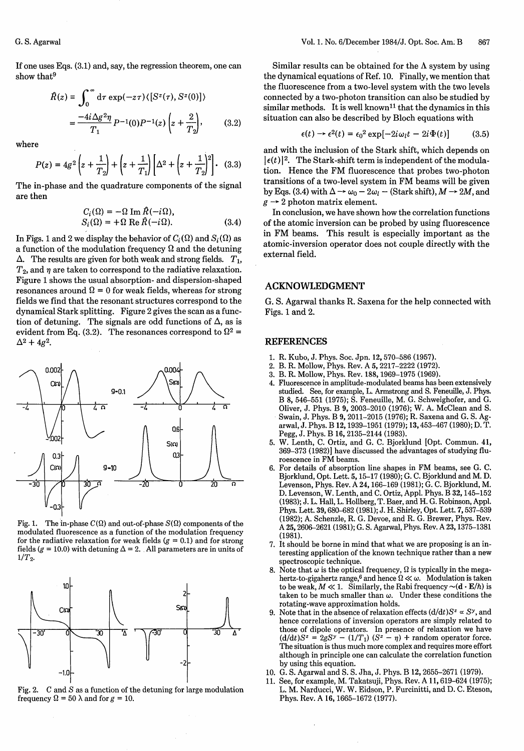If one uses Eqs. (3.1) and, say, the regression theorem, one can show that[9]

$$\hat{R}(z) \equiv \int_0^\infty d\tau \exp(-z\tau)\langle[S^z(\tau), S^z(0)]\rangle$$
$$= \frac{-4i\Delta g^2 \eta}{T_1} P^{-1}(0)P^{-1}(z)\left(z + \frac{2}{T_2}\right), \tag{3.2}$$

where

$$P(z) = 4g^2\left(z + \frac{1}{T_2}\right) + \left(z + \frac{1}{T_1}\right)\left[\Delta^2 + \left(z + \frac{1}{T_2}\right)^2\right]. \tag{3.3}$$

The in-phase and the quadrature components of the signal are then

$$C_i(\Omega) = -\Omega \operatorname{Im} \hat{R}(-i\Omega),$$
$$S_i(\Omega) = +\Omega \operatorname{Re} \hat{R}(-i\Omega). \tag{3.4}$$

In Figs. 1 and 2 we display the behavior of $C_i(\Omega)$ and $S_i(\Omega)$ as a function of the modulation frequency $\Omega$ and the detuning $\Delta$. The results are given for both weak and strong fields. $T_1$, $T_2$, and $\eta$ are taken to correspond to the radiative relaxation. Figure 1 shows the usual absorption- and dispersion-shaped resonances around $\Omega = 0$ for weak fields, whereas for strong fields we find that the resonant structures correspond to the dynamical Stark splitting. Figure 2 gives the scan as a function of detuning. The signals are odd functions of $\Delta$, as is evident from Eq. (3.2). The resonances correspond to $\Omega^2 = \Delta^2 + 4g^2$.

C(Ω)
0.002
-.002
-4
0
4 Ω
g=0.1
S(Ω)
0.004
-4
0
4 Ω
C(Ω)
0.3
-0.3
-30
0
30 Ω
g=10
S(Ω)
0.6
0.3
-20
0
20 Ω

Fig. 1. The in-phase $C(\Omega)$ and out-of-phase $S(\Omega)$ components of the modulated fluorescence as a function of the modulation frequency for the radiative relaxation for weak fields ($g = 0.1$) and for strong fields ($g = 10.0$) with detuning $\Delta = 2$. All parameters are in units of $1/T_2$.

C(Ω)
1.0
-1.0
-30
0
30 Δ
S(Ω)
2
-2
-30
0
30 Δ

Fig. 2. C and S as a function of the detuning for large modulation frequency $\Omega = 50\ \lambda$ and for $g = 10$.

Similar results can be obtained for the Λ system by using the dynamical equations of Ref. 10. Finally, we mention that the fluorescence from a two-level system with the two levels connected by a two-photon transition can also be studied by similar methods. It is well known[11] that the dynamics in this situation can also be described by Bloch equations with

$$\epsilon(t) \to \epsilon^2(t) = \epsilon_0{}^2 \exp[-2i\omega_l t - 2i\Phi(t)] \tag{3.5}$$

and with the inclusion of the Stark shift, which depends on $|\epsilon(t)|^2$. The Stark-shift term is independent of the modulation. Hence the FM fluorescence that probes two-photon transitions of a two-level system in FM beams will be given by Eqs. (3.4) with $\Delta \to \omega_0 - 2\omega_l -$ (Stark shift), $M \to 2M$, and $g \to 2$ photon matrix element.

In conclusion, we have shown how the correlation functions of the atomic inversion can be probed by using fluorescence in FM beams. This result is especially important as the atomic-inversion operator does not couple directly with the external field.

## ACKNOWLEDGMENT

G. S. Agarwal thanks R. Saxena for the help connected with Figs. 1 and 2.

## REFERENCES

1. R. Kubo, J. Phys. Soc. Jpn. **12**, 570–586 (1957).
2. B. R. Mollow, Phys. Rev. A **5**, 2217–2222 (1972).
3. B. R. Mollow, Phys. Rev. **188**, 1969–1975 (1969).
4. Fluorescence in amplitude-modulated beams has been extensively studied. See, for example, L. Armstrong and S. Feneuille, J. Phys. B **8**, 546–551 (1975); S. Feneuille, M. G. Schweighofer, and G. Oliver, J. Phys. B **9**, 2003–2010 (1976); W. A. McClean and S. Swain, J. Phys. B **9**, 2011–2015 (1976); R. Saxena and G. S. Agarwal, J. Phys. B **12**, 1939–1951 (1979); **13**, 453–467 (1980); D. T. Pegg, J. Phys. B **16**, 2135–2144 (1983).
5. W. Lenth, C. Ortiz, and G. C. Bjorklund [Opt. Commun. **41**, 369–373 (1982)] have discussed the advantages of studying fluorescence in FM beams.
6. For details of absorption line shapes in FM beams, see G. C. Bjorklund, Opt. Lett. **5**, 15–17 (1980); G. C. Bjorklund and M. D. Levenson, Phys. Rev. A **24**, 166–169 (1981); G. C. Bjorklund, M. D. Levenson, W. Lenth, and C. Ortiz, Appl. Phys. B **32**, 145–152 (1983); J. L. Hall, L. Hollberg, T. Baer, and H. G. Robinson, Appl. Phys. Lett. **39**, 680–682 (1981); J. H. Shirley, Opt. Lett. **7**, 537–539 (1982); A. Schenzle, R. G. Devoe, and R. G. Brewer, Phys. Rev. A **25**, 2606–2621 (1981); G. S. Agarwal, Phys. Rev. A **23**, 1375–1381 (1981).
7. It should be borne in mind that what we are proposing is an interesting application of the known technique rather than a new spectroscopic technique.
8. Note that $\omega$ is the optical frequency, $\Omega$ is typically in the megahertz-to-gigahertz range,[6] and hence $\Omega \ll \omega$. Modulation is taken to be weak, $M \ll 1$. Similarly, the Rabi frequency $\sim(\mathbf{d}\cdot\mathbf{E}/\hbar)$ is taken to be much smaller than $\omega$. Under these conditions the rotating-wave approximation holds.
9. Note that in the absence of relaxation effects $(d/dt)S^z \propto S^y$, and hence correlations of inversion operators are simply related to those of dipole operators. In presence of relaxation we have $(d/dt)S^z = 2gS^y - (1/T_1)(S^z - \eta) +$ random operator force. The situation is thus much more complex and requires more effort although in principle one can calculate the correlation function by using this equation.
10. G. S. Agarwal and S. S. Jha, J. Phys. B **12**, 2655–2671 (1979).
11. See, for example, M. Takatsuji, Phys. Rev. A **11**, 619–624 (1975); L. M. Narducci, W. W. Eidson, P. Furcinitti, and D. C. Eteson, Phys. Rev. A **16**, 1665–1672 (1977).